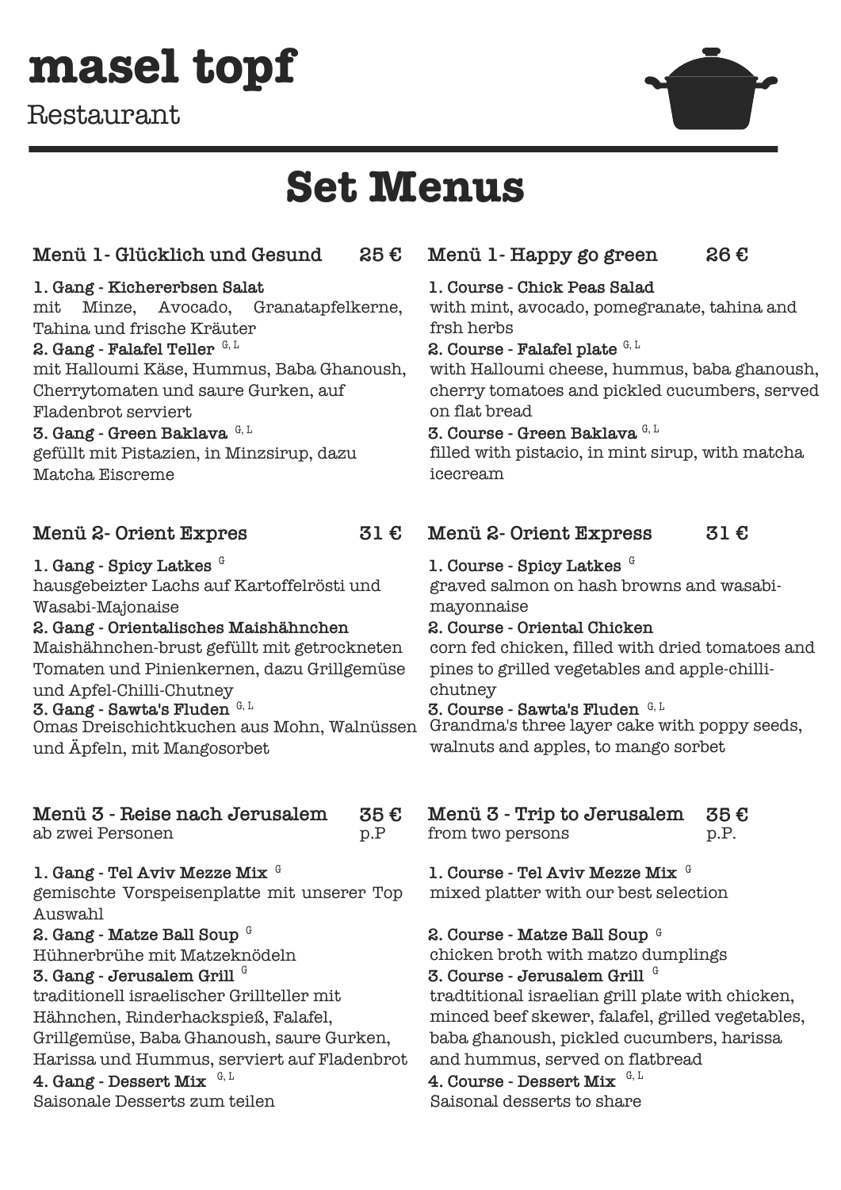# masel topf

Restaurant

## Set Menus

### Menü 1- Glücklich und Gesund 25 €

**1. Gang - Kichererbsen Salat**
mit Minze, Avocado, Granatapfelkerne, Tahina und frische Kräuter

**2. Gang - Falafel Teller** G, L
mit Halloumi Käse, Hummus, Baba Ghanoush, Cherrytomaten und saure Gurken, auf Fladenbrot serviert

**3. Gang - Green Baklava** G, L
gefüllt mit Pistazien, in Minzsirup, dazu Matcha Eiscreme

### Menü 1- Happy go green 26 €

**1. Course - Chick Peas Salad**
with mint, avocado, pomegranate, tahina and frsh herbs

**2. Course - Falafel plate** G, L
with Halloumi cheese, hummus, baba ghanoush, cherry tomatoes and pickled cucumbers, served on flat bread

**3. Course - Green Baklava** G, L
filled with pistacio, in mint sirup, with matcha icecream

### Menü 2- Orient Expres 31 €

**1. Gang - Spicy Latkes** G
hausgebeizter Lachs auf Kartoffelrösti und Wasabi-Majonaise

**2. Gang - Orientalisches Maishähnchen**
Maishähnchen-brust gefüllt mit getrockneten Tomaten und Pinienkernen, dazu Grillgemüse und Apfel-Chilli-Chutney

**3. Gang - Sawta's Fluden** G, L
Omas Dreischichtkuchen aus Mohn, Walnüssen und Äpfeln, mit Mangosorbet

### Menü 2- Orient Express 31 €

**1. Course - Spicy Latkes** G
graved salmon on hash browns and wasabi-mayonnaise

**2. Course - Oriental Chicken**
corn fed chicken, filled with dried tomatoes and pines to grilled vegetables and apple-chilli-chutney

**3. Course - Sawta's Fluden** G, L
Grandma's three layer cake with poppy seeds, walnuts and apples, to mango sorbet

### Menü 3 - Reise nach Jerusalem 35 € p.P

ab zwei Personen

**1. Gang - Tel Aviv Mezze Mix** G
gemischte Vorspeisenplatte mit unserer Top Auswahl

**2. Gang - Matze Ball Soup** G
Hühnerbrühe mit Matzeknödeln

**3. Gang - Jerusalem Grill** G
traditionell israelischer Grillteller mit Hähnchen, Rinderhackspieß, Falafel, Grillgemüse, Baba Ghanoush, saure Gurken, Harissa und Hummus, serviert auf Fladenbrot

**4. Gang - Dessert Mix** G, L
Saisonale Desserts zum teilen

### Menü 3 - Trip to Jerusalem 35 € p.P.

from two persons

**1. Course - Tel Aviv Mezze Mix** G
mixed platter with our best selection

**2. Course - Matze Ball Soup** G
chicken broth with matzo dumplings

**3. Course - Jerusalem Grill** G
tradtitional israelian grill plate with chicken, minced beef skewer, falafel, grilled vegetables, baba ghanoush, pickled cucumbers, harissa and hummus, served on flatbread

**4. Course - Dessert Mix** G, L
Saisonal desserts to share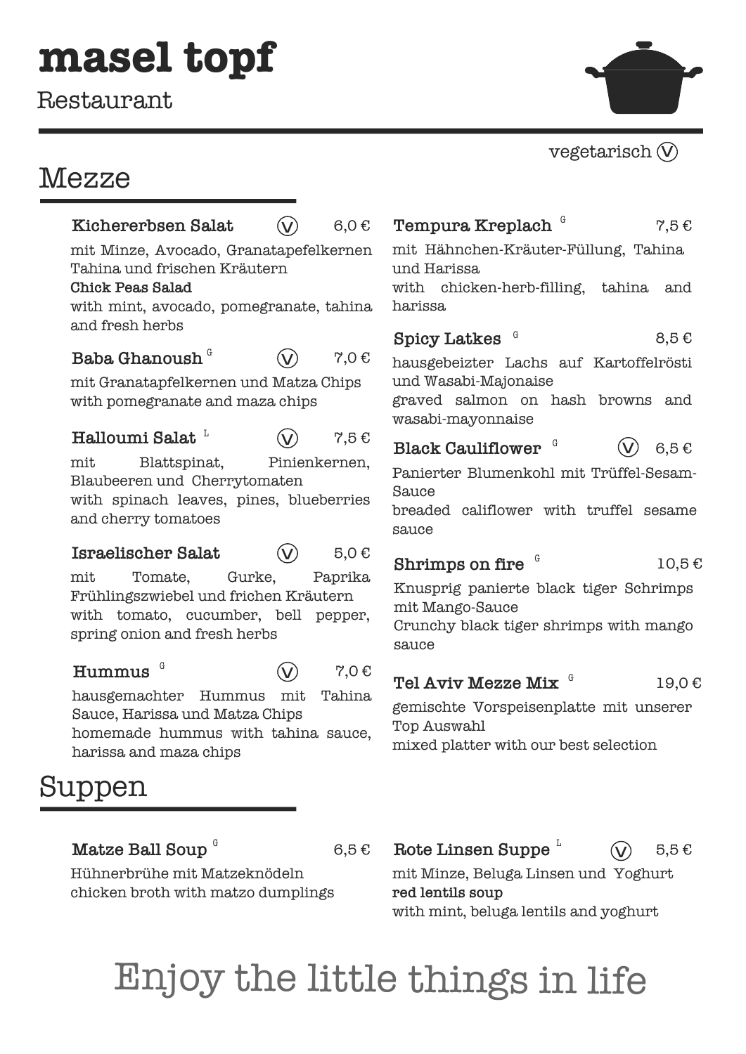# masel topf

Restaurant

vegetarisch Ⓥ

## Mezze

**Kichererbsen Salat** Ⓥ 6,0 €

mit Minze, Avocado, Granatapfelkernen Tahina und frischen Kräutern

**Chick Peas Salad**

with mint, avocado, pomegranate, tahina and fresh herbs

**Baba Ghanoush** [G] Ⓥ 7,0 €

mit Granatapfelkernen und Matza Chips

with pomegranate and maza chips

**Halloumi Salat** [L] Ⓥ 7,5 €

mit Blattspinat, Pinienkernen, Blaubeeren und Cherrytomaten

with spinach leaves, pines, blueberries and cherry tomatoes

**Israelischer Salat** Ⓥ 5,0 €

mit Tomate, Gurke, Paprika Frühlingszwiebel und frichen Kräutern

with tomato, cucumber, bell pepper, spring onion and fresh herbs

**Hummus** [G] Ⓥ 7,0 €

hausgemachter Hummus mit Tahina Sauce, Harissa und Matza Chips

homemade hummus with tahina sauce, harissa and maza chips

**Tempura Kreplach** [G] 7,5 €

mit Hähnchen-Kräuter-Füllung, Tahina und Harissa

with chicken-herb-filling, tahina and harissa

**Spicy Latkes** [G] 8,5 €

hausgebeizter Lachs auf Kartoffelrösti und Wasabi-Majonaise

graved salmon on hash browns and wasabi-mayonnaise

**Black Cauliflower** [G] Ⓥ 6,5 €

Panierter Blumenkohl mit Trüffel-Sesam-Sauce

breaded califlower with truffel sesame sauce

**Shrimps on fire** [G] 10,5 €

Knusprig panierte black tiger Schrimps mit Mango-Sauce

Crunchy black tiger shrimps with mango sauce

**Tel Aviv Mezze Mix** [G] 19,0 €

gemischte Vorspeisenplatte mit unserer Top Auswahl

mixed platter with our best selection

## Suppen

**Matze Ball Soup** [G] 6,5 €

Hühnerbrühe mit Matzeknödeln

chicken broth with matzo dumplings

**Rote Linsen Suppe** [L] Ⓥ 5,5 €

mit Minze, Beluga Linsen und Yoghurt

**red lentils soup**

with mint, beluga lentils and yoghurt

Enjoy the little things in life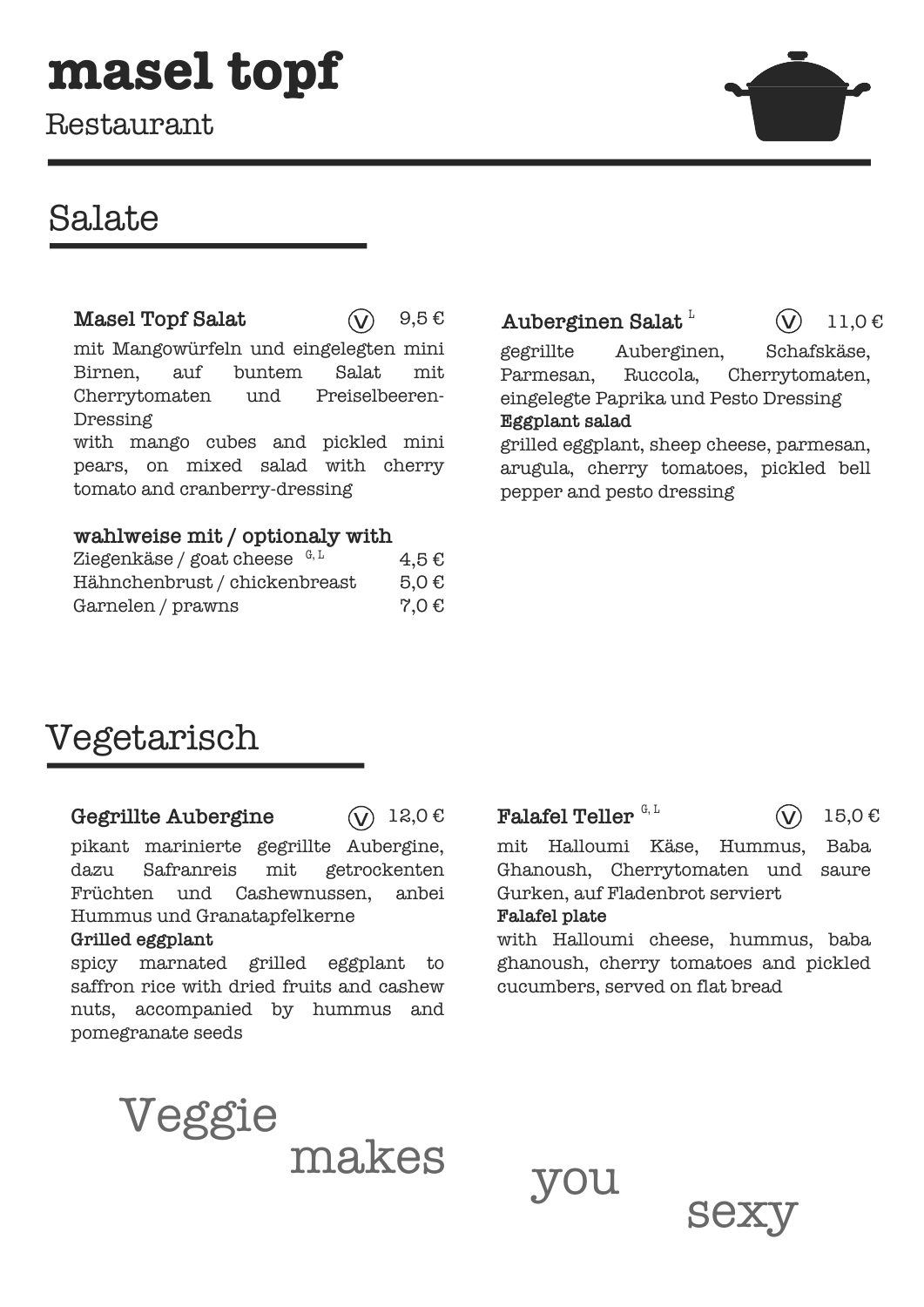# masel topf

Restaurant

## Salate

**Masel Topf Salat** (V) 9,5 €

mit Mangowürfeln und eingelegten mini Birnen, auf buntem Salat mit Cherrytomaten und Preiselbeeren-Dressing

with mango cubes and pickled mini pears, on mixed salad with cherry tomato and cranberry-dressing

**wahlweise mit / optionaly with**

| | |
|---|---|
| Ziegenkäse / goat cheese [G, L] | 4,5 € |
| Hähnchenbrust / chickenbreast | 5,0 € |
| Garnelen / prawns | 7,0 € |

**Auberginen Salat** [L] (V) 11,0 €

gegrillte Auberginen, Schafskäse, Parmesan, Ruccola, Cherrytomaten, eingelegte Paprika und Pesto Dressing

**Eggplant salad**

grilled eggplant, sheep cheese, parmesan, arugula, cherry tomatoes, pickled bell pepper and pesto dressing

## Vegetarisch

**Gegrillte Aubergine** (V) 12,0 €

pikant marinierte gegrillte Aubergine, dazu Safranreis mit getrockenten Früchten und Cashewnussen, anbei Hummus und Granatapfelkerne

**Grilled eggplant**

spicy marnated grilled eggplant to saffron rice with dried fruits and cashew nuts, accompanied by hummus and pomegranate seeds

**Falafel Teller** [G, L] (V) 15,0 €

mit Halloumi Käse, Hummus, Baba Ghanoush, Cherrytomaten und saure Gurken, auf Fladenbrot serviert

**Falafel plate**

with Halloumi cheese, hummus, baba ghanoush, cherry tomatoes and pickled cucumbers, served on flat bread

Veggie makes you sexy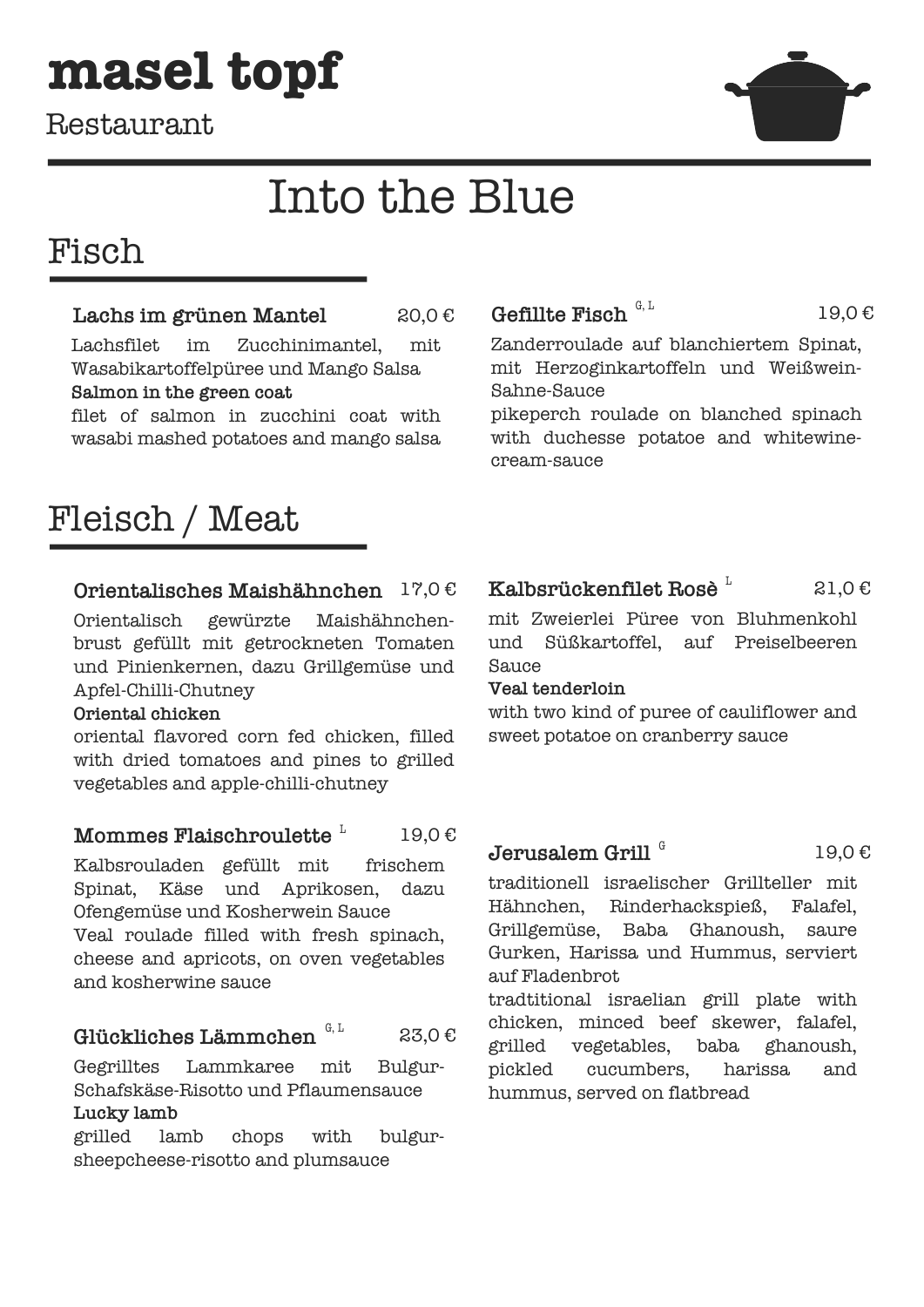# masel topf

Restaurant

# Into the Blue

## Fisch

### Lachs im grünen Mantel 20,0 €

Lachsfilet im Zucchinimantel, mit Wasabikartoffelpüree und Mango Salsa

**Salmon in the green coat**

filet of salmon in zucchini coat with wasabi mashed potatoes and mango salsa

### Gefillte Fisch [G, L] 19,0 €

Zanderroulade auf blanchiertem Spinat, mit Herzoginkartoffeln und Weißwein-Sahne-Sauce

pikeperch roulade on blanched spinach with duchesse potatoe and whitewine-cream-sauce

## Fleisch / Meat

### Orientalisches Maishähnchen 17,0 €

Orientalisch gewürzte Maishähnchenbrust gefüllt mit getrockneten Tomaten und Pinienkernen, dazu Grillgemüse und Apfel-Chilli-Chutney

**Oriental chicken**

oriental flavored corn fed chicken, filled with dried tomatoes and pines to grilled vegetables and apple-chilli-chutney

### Mommes Flaischroulette [L] 19,0 €

Kalbsrouladen gefüllt mit frischem Spinat, Käse und Aprikosen, dazu Ofengemüse und Kosherwein Sauce

Veal roulade filled with fresh spinach, cheese and apricots, on oven vegetables and kosherwine sauce

### Glückliches Lämmchen [G, L] 23,0 €

Gegrilltes Lammkaree mit Bulgur-Schafskäse-Risotto und Pflaumensauce

**Lucky lamb**

grilled lamb chops with bulgur-sheepcheese-risotto and plumsauce

### Kalbsrückenfilet Rosè [L] 21,0 €

mit Zweierlei Püree von Bluhmenkohl und Süßkartoffel, auf Preiselbeeren Sauce

**Veal tenderloin**

with two kind of puree of cauliflower and sweet potatoe on cranberry sauce

### Jerusalem Grill [G] 19,0 €

traditionell israelischer Grillteller mit Hähnchen, Rinderhackspieß, Falafel, Grillgemüse, Baba Ghanoush, saure Gurken, Harissa und Hummus, serviert auf Fladenbrot

tradtitional israelian grill plate with chicken, minced beef skewer, falafel, grilled vegetables, baba ghanoush, pickled cucumbers, harissa and hummus, served on flatbread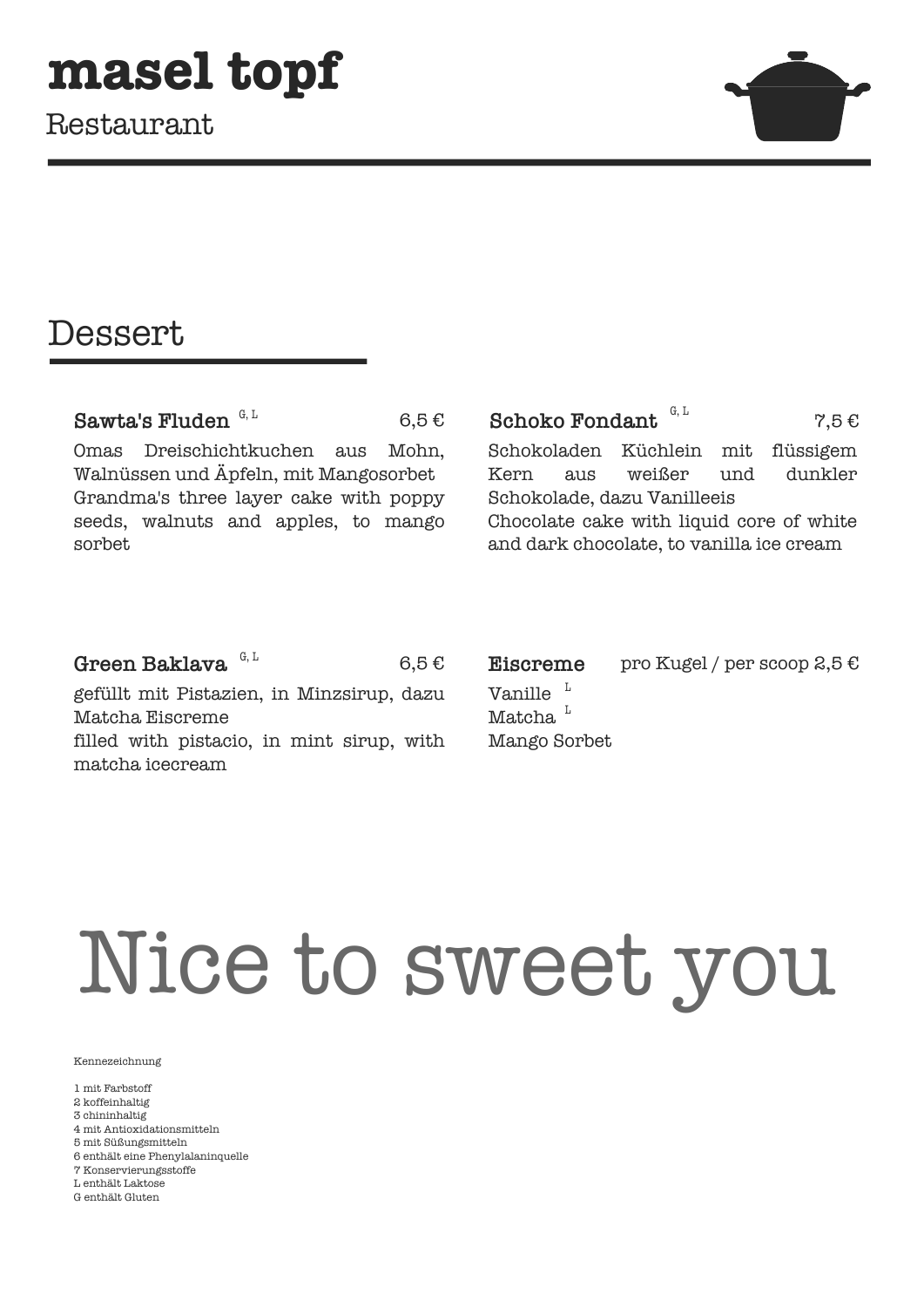# masel topf

Restaurant

## Dessert

**Sawta's Fluden** [G, L] 6,5 €

Omas Dreischichtkuchen aus Mohn, Walnüssen und Äpfeln, mit Mangosorbet
Grandma's three layer cake with poppy seeds, walnuts and apples, to mango sorbet

**Schoko Fondant** [G, L] 7,5 €

Schokoladen Küchlein mit flüssigem Kern aus weißer und dunkler Schokolade, dazu Vanilleeis
Chocolate cake with liquid core of white and dark chocolate, to vanilla ice cream

**Green Baklava** [G, L] 6,5 €

gefüllt mit Pistazien, in Minzsirup, dazu Matcha Eiscreme
filled with pistacio, in mint sirup, with matcha icecream

**Eiscreme** pro Kugel / per scoop 2,5 €

Vanille [L]
Matcha [L]
Mango Sorbet

# Nice to sweet you

Kennezeichnung

1 mit Farbstoff
2 koffeinhaltig
3 chininhaltig
4 mit Antioxidationsmitteln
5 mit Süßungsmitteln
6 enthält eine Phenylalaninquelle
7 Konservierungsstoffe
L enthält Laktose
G enthält Gluten